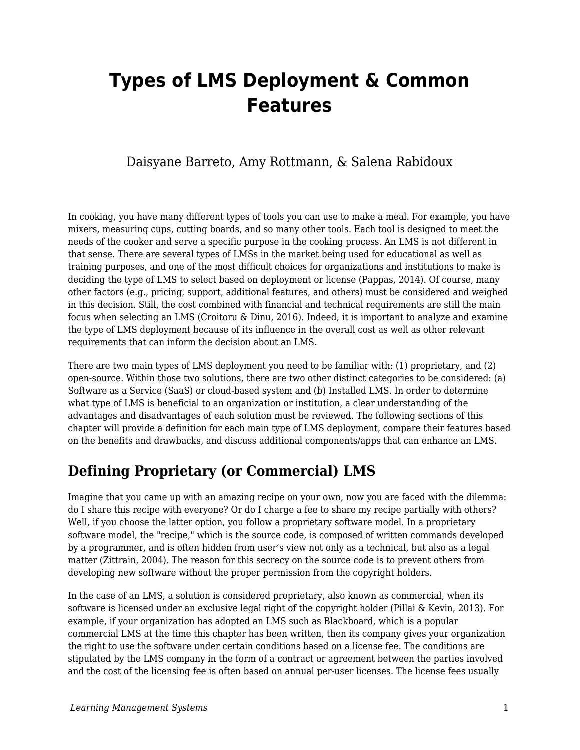# Types of LMS Deployment & Common Features

Daisyane Barreto, Amy Rottmann, & Salena Rabidoux

In cooking, you have many different types of tools you can use to make a meal. For example, you have mixers, measuring cups, cutting boards, and so many other tools. Each tool is designed to meet the needs of the cooker and serve a specific purpose in the cooking process. An LMS is not different in that sense. There are several types of LMSs in the market being used for educational as well as training purposes, and one of the most difficult choices for organizations and institutions to make is deciding the type of LMS to select based on deployment or license (Pappas, 2014). Of course, many other factors (e.g., pricing, support, additional features, and others) must be considered and weighed in this decision. Still, the cost combined with financial and technical requirements are still the main focus when selecting an LMS (Croitoru & Dinu, 2016). Indeed, it is important to analyze and examine the type of LMS deployment because of its influence in the overall cost as well as other relevant requirements that can inform the decision about an LMS.

There are two main types of LMS deployment you need to be familiar with: (1) proprietary, and (2) open-source. Within those two solutions, there are two other distinct categories to be considered: (a) Software as a Service (SaaS) or cloud-based system and (b) Installed LMS. In order to determine what type of LMS is beneficial to an organization or institution, a clear understanding of the advantages and disadvantages of each solution must be reviewed. The following sections of this chapter will provide a definition for each main type of LMS deployment, compare their features based on the benefits and drawbacks, and discuss additional components/apps that can enhance an LMS.

## Defining Proprietary (or Commercial) LMS

Imagine that you came up with an amazing recipe on your own, now you are faced with the dilemma: do I share this recipe with everyone? Or do I charge a fee to share my recipe partially with others? Well, if you choose the latter option, you follow a proprietary software model. In a proprietary software model, the "recipe," which is the source code, is composed of written commands developed by a programmer, and is often hidden from user's view not only as a technical, but also as a legal matter (Zittrain, 2004). The reason for this secrecy on the source code is to prevent others from developing new software without the proper permission from the copyright holders.

In the case of an LMS, a solution is considered proprietary, also known as commercial, when its software is licensed under an exclusive legal right of the copyright holder (Pillai & Kevin, 2013). For example, if your organization has adopted an LMS such as Blackboard, which is a popular commercial LMS at the time this chapter has been written, then its company gives your organization the right to use the software under certain conditions based on a license fee. The conditions are stipulated by the LMS company in the form of a contract or agreement between the parties involved and the cost of the licensing fee is often based on annual per-user licenses. The license fees usually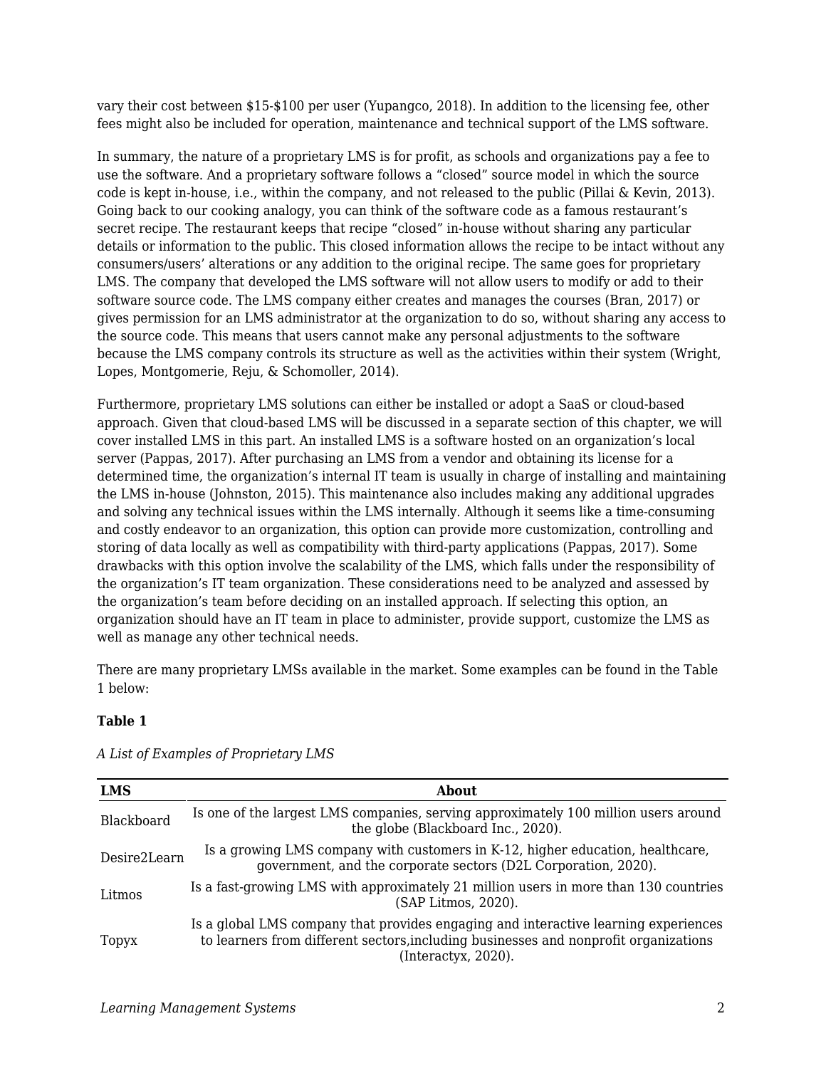vary their cost between $15-$100 per user (Yupangco, 2018). In addition to the licensing fee, other fees might also be included for operation, maintenance and technical support of the LMS software.

In summary, the nature of a proprietary LMS is for profit, as schools and organizations pay a fee to use the software. And a proprietary software follows a "closed" source model in which the source code is kept in-house, i.e., within the company, and not released to the public (Pillai & Kevin, 2013). Going back to our cooking analogy, you can think of the software code as a famous restaurant's secret recipe. The restaurant keeps that recipe "closed" in-house without sharing any particular details or information to the public. This closed information allows the recipe to be intact without any consumers/users' alterations or any addition to the original recipe. The same goes for proprietary LMS. The company that developed the LMS software will not allow users to modify or add to their software source code. The LMS company either creates and manages the courses (Bran, 2017) or gives permission for an LMS administrator at the organization to do so, without sharing any access to the source code. This means that users cannot make any personal adjustments to the software because the LMS company controls its structure as well as the activities within their system (Wright, Lopes, Montgomerie, Reju, & Schomoller, 2014).

Furthermore, proprietary LMS solutions can either be installed or adopt a SaaS or cloud-based approach. Given that cloud-based LMS will be discussed in a separate section of this chapter, we will cover installed LMS in this part. An installed LMS is a software hosted on an organization's local server (Pappas, 2017). After purchasing an LMS from a vendor and obtaining its license for a determined time, the organization's internal IT team is usually in charge of installing and maintaining the LMS in-house (Johnston, 2015). This maintenance also includes making any additional upgrades and solving any technical issues within the LMS internally. Although it seems like a time-consuming and costly endeavor to an organization, this option can provide more customization, controlling and storing of data locally as well as compatibility with third-party applications (Pappas, 2017). Some drawbacks with this option involve the scalability of the LMS, which falls under the responsibility of the organization's IT team organization. These considerations need to be analyzed and assessed by the organization's team before deciding on an installed approach. If selecting this option, an organization should have an IT team in place to administer, provide support, customize the LMS as well as manage any other technical needs.

There are many proprietary LMSs available in the market. Some examples can be found in the Table 1 below:

**Table 1**

*A List of Examples of Proprietary LMS*

| LMS | About |
|---|---|
| Blackboard | Is one of the largest LMS companies, serving approximately 100 million users around the globe (Blackboard Inc., 2020). |
| Desire2Learn | Is a growing LMS company with customers in K-12, higher education, healthcare, government, and the corporate sectors (D2L Corporation, 2020). |
| Litmos | Is a fast-growing LMS with approximately 21 million users in more than 130 countries (SAP Litmos, 2020). |
| Topyx | Is a global LMS company that provides engaging and interactive learning experiences to learners from different sectors,including businesses and nonprofit organizations (Interactyx, 2020). |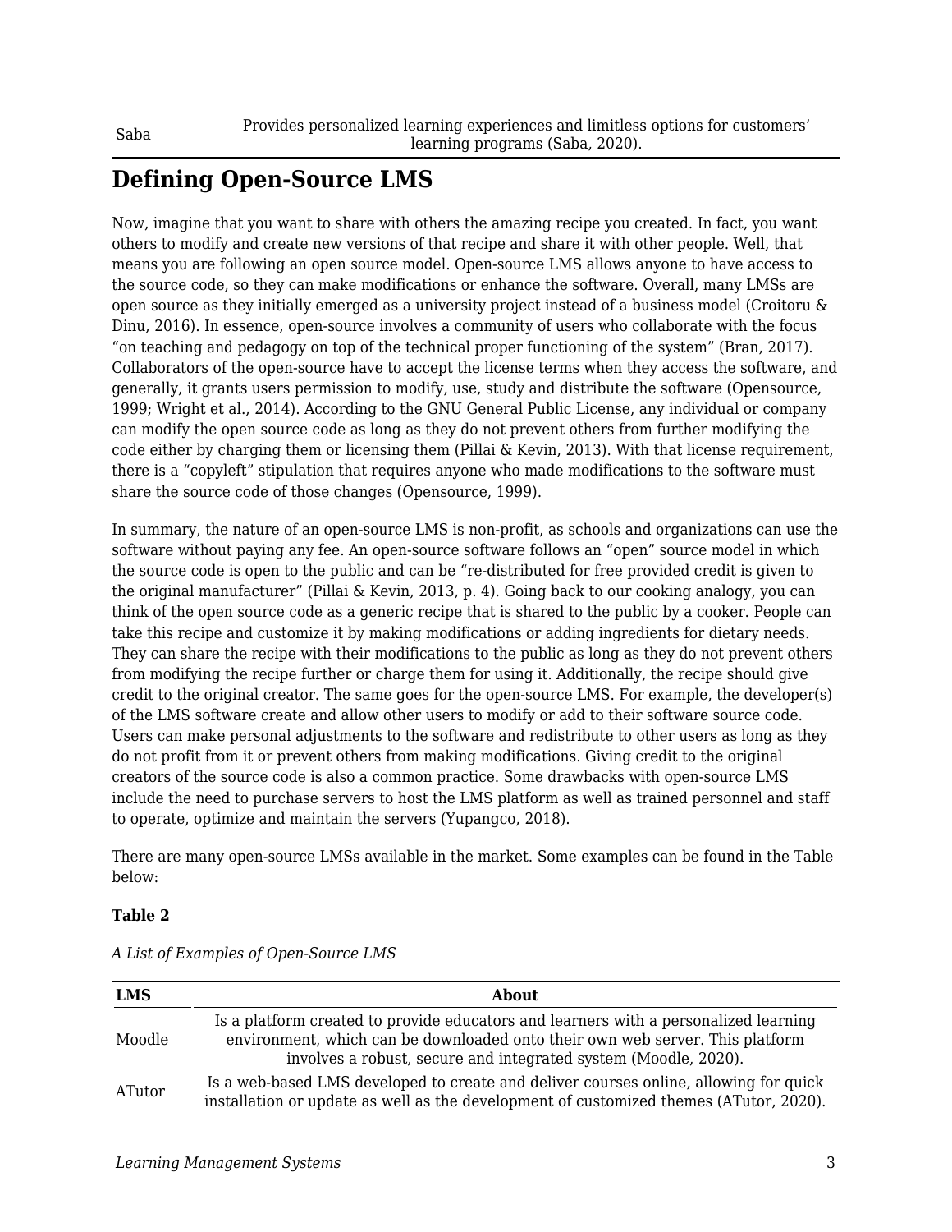| Saba | Provides personalized learning experiences and limitless options for customers' learning programs (Saba, 2020). |
|---|---|

## Defining Open-Source LMS

Now, imagine that you want to share with others the amazing recipe you created. In fact, you want others to modify and create new versions of that recipe and share it with other people. Well, that means you are following an open source model. Open-source LMS allows anyone to have access to the source code, so they can make modifications or enhance the software. Overall, many LMSs are open source as they initially emerged as a university project instead of a business model (Croitoru & Dinu, 2016). In essence, open-source involves a community of users who collaborate with the focus "on teaching and pedagogy on top of the technical proper functioning of the system" (Bran, 2017). Collaborators of the open-source have to accept the license terms when they access the software, and generally, it grants users permission to modify, use, study and distribute the software (Opensource, 1999; Wright et al., 2014). According to the GNU General Public License, any individual or company can modify the open source code as long as they do not prevent others from further modifying the code either by charging them or licensing them (Pillai & Kevin, 2013). With that license requirement, there is a "copyleft" stipulation that requires anyone who made modifications to the software must share the source code of those changes (Opensource, 1999).

In summary, the nature of an open-source LMS is non-profit, as schools and organizations can use the software without paying any fee. An open-source software follows an "open" source model in which the source code is open to the public and can be "re-distributed for free provided credit is given to the original manufacturer" (Pillai & Kevin, 2013, p. 4). Going back to our cooking analogy, you can think of the open source code as a generic recipe that is shared to the public by a cooker. People can take this recipe and customize it by making modifications or adding ingredients for dietary needs. They can share the recipe with their modifications to the public as long as they do not prevent others from modifying the recipe further or charge them for using it. Additionally, the recipe should give credit to the original creator. The same goes for the open-source LMS. For example, the developer(s) of the LMS software create and allow other users to modify or add to their software source code. Users can make personal adjustments to the software and redistribute to other users as long as they do not profit from it or prevent others from making modifications. Giving credit to the original creators of the source code is also a common practice. Some drawbacks with open-source LMS include the need to purchase servers to host the LMS platform as well as trained personnel and staff to operate, optimize and maintain the servers (Yupangco, 2018).

There are many open-source LMSs available in the market. Some examples can be found in the Table below:

**Table 2**

*A List of Examples of Open-Source LMS*

| LMS | About |
|---|---|
| Moodle | Is a platform created to provide educators and learners with a personalized learning environment, which can be downloaded onto their own web server. This platform involves a robust, secure and integrated system (Moodle, 2020). |
| ATutor | Is a web-based LMS developed to create and deliver courses online, allowing for quick installation or update as well as the development of customized themes (ATutor, 2020). |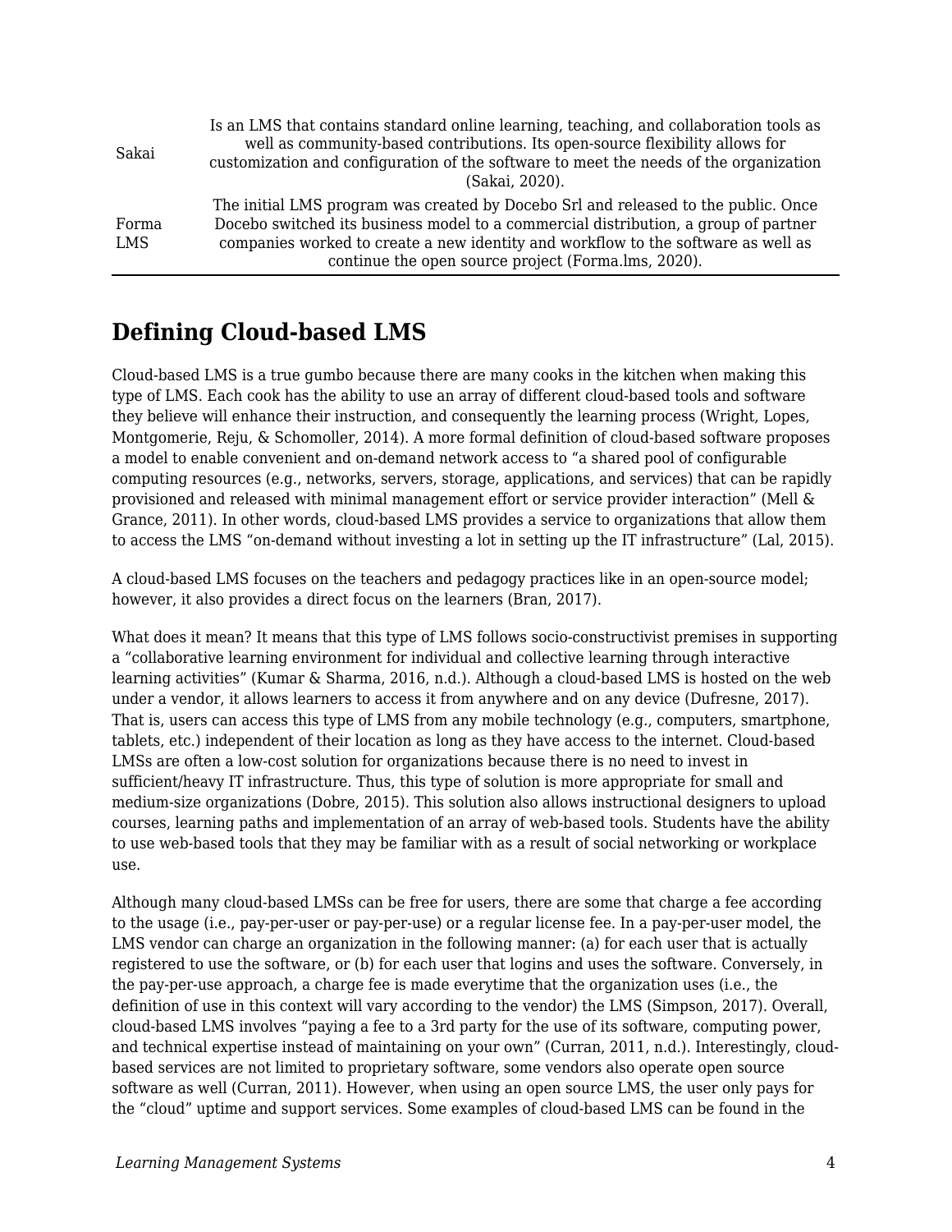| | |
|---|---|
| Sakai | Is an LMS that contains standard online learning, teaching, and collaboration tools as well as community-based contributions. Its open-source flexibility allows for customization and configuration of the software to meet the needs of the organization (Sakai, 2020). |
| Forma LMS | The initial LMS program was created by Docebo Srl and released to the public. Once Docebo switched its business model to a commercial distribution, a group of partner companies worked to create a new identity and workflow to the software as well as continue the open source project (Forma.lms, 2020). |

## Defining Cloud-based LMS

Cloud-based LMS is a true gumbo because there are many cooks in the kitchen when making this type of LMS. Each cook has the ability to use an array of different cloud-based tools and software they believe will enhance their instruction, and consequently the learning process (Wright, Lopes, Montgomerie, Reju, & Schomoller, 2014). A more formal definition of cloud-based software proposes a model to enable convenient and on-demand network access to "a shared pool of configurable computing resources (e.g., networks, servers, storage, applications, and services) that can be rapidly provisioned and released with minimal management effort or service provider interaction" (Mell & Grance, 2011). In other words, cloud-based LMS provides a service to organizations that allow them to access the LMS "on-demand without investing a lot in setting up the IT infrastructure" (Lal, 2015).

A cloud-based LMS focuses on the teachers and pedagogy practices like in an open-source model; however, it also provides a direct focus on the learners (Bran, 2017).

What does it mean? It means that this type of LMS follows socio-constructivist premises in supporting a "collaborative learning environment for individual and collective learning through interactive learning activities" (Kumar & Sharma, 2016, n.d.). Although a cloud-based LMS is hosted on the web under a vendor, it allows learners to access it from anywhere and on any device (Dufresne, 2017). That is, users can access this type of LMS from any mobile technology (e.g., computers, smartphone, tablets, etc.) independent of their location as long as they have access to the internet. Cloud-based LMSs are often a low-cost solution for organizations because there is no need to invest in sufficient/heavy IT infrastructure. Thus, this type of solution is more appropriate for small and medium-size organizations (Dobre, 2015). This solution also allows instructional designers to upload courses, learning paths and implementation of an array of web-based tools. Students have the ability to use web-based tools that they may be familiar with as a result of social networking or workplace use.

Although many cloud-based LMSs can be free for users, there are some that charge a fee according to the usage (i.e., pay-per-user or pay-per-use) or a regular license fee. In a pay-per-user model, the LMS vendor can charge an organization in the following manner: (a) for each user that is actually registered to use the software, or (b) for each user that logins and uses the software. Conversely, in the pay-per-use approach, a charge fee is made everytime that the organization uses (i.e., the definition of use in this context will vary according to the vendor) the LMS (Simpson, 2017). Overall, cloud-based LMS involves "paying a fee to a 3rd party for the use of its software, computing power, and technical expertise instead of maintaining on your own" (Curran, 2011, n.d.). Interestingly, cloud-based services are not limited to proprietary software, some vendors also operate open source software as well (Curran, 2011). However, when using an open source LMS, the user only pays for the "cloud" uptime and support services. Some examples of cloud-based LMS can be found in the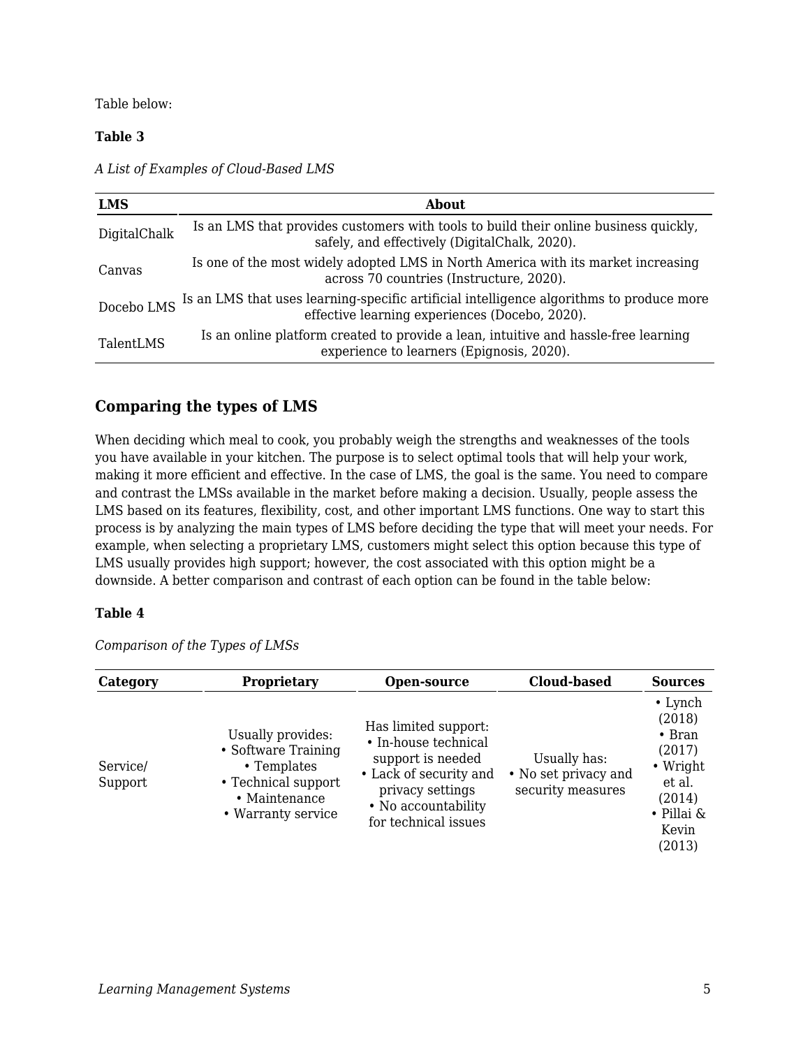Table below:

**Table 3**

*A List of Examples of Cloud-Based LMS*

| LMS | About |
| --- | --- |
| DigitalChalk | Is an LMS that provides customers with tools to build their online business quickly, safely, and effectively (DigitalChalk, 2020). |
| Canvas | Is one of the most widely adopted LMS in North America with its market increasing across 70 countries (Instructure, 2020). |
| Docebo LMS | Is an LMS that uses learning-specific artificial intelligence algorithms to produce more effective learning experiences (Docebo, 2020). |
| TalentLMS | Is an online platform created to provide a lean, intuitive and hassle-free learning experience to learners (Epignosis, 2020). |

### Comparing the types of LMS

When deciding which meal to cook, you probably weigh the strengths and weaknesses of the tools you have available in your kitchen. The purpose is to select optimal tools that will help your work, making it more efficient and effective. In the case of LMS, the goal is the same. You need to compare and contrast the LMSs available in the market before making a decision. Usually, people assess the LMS based on its features, flexibility, cost, and other important LMS functions. One way to start this process is by analyzing the main types of LMS before deciding the type that will meet your needs. For example, when selecting a proprietary LMS, customers might select this option because this type of LMS usually provides high support; however, the cost associated with this option might be a downside. A better comparison and contrast of each option can be found in the table below:

**Table 4**

*Comparison of the Types of LMSs*

| Category | Proprietary | Open-source | Cloud-based | Sources |
| --- | --- | --- | --- | --- |
| Service/ Support | Usually provides: • Software Training • Templates • Technical support • Maintenance • Warranty service | Has limited support: • In-house technical support is needed • Lack of security and privacy settings • No accountability for technical issues | Usually has: • No set privacy and security measures | • Lynch (2018) • Bran (2017) • Wright et al. (2014) • Pillai & Kevin (2013) |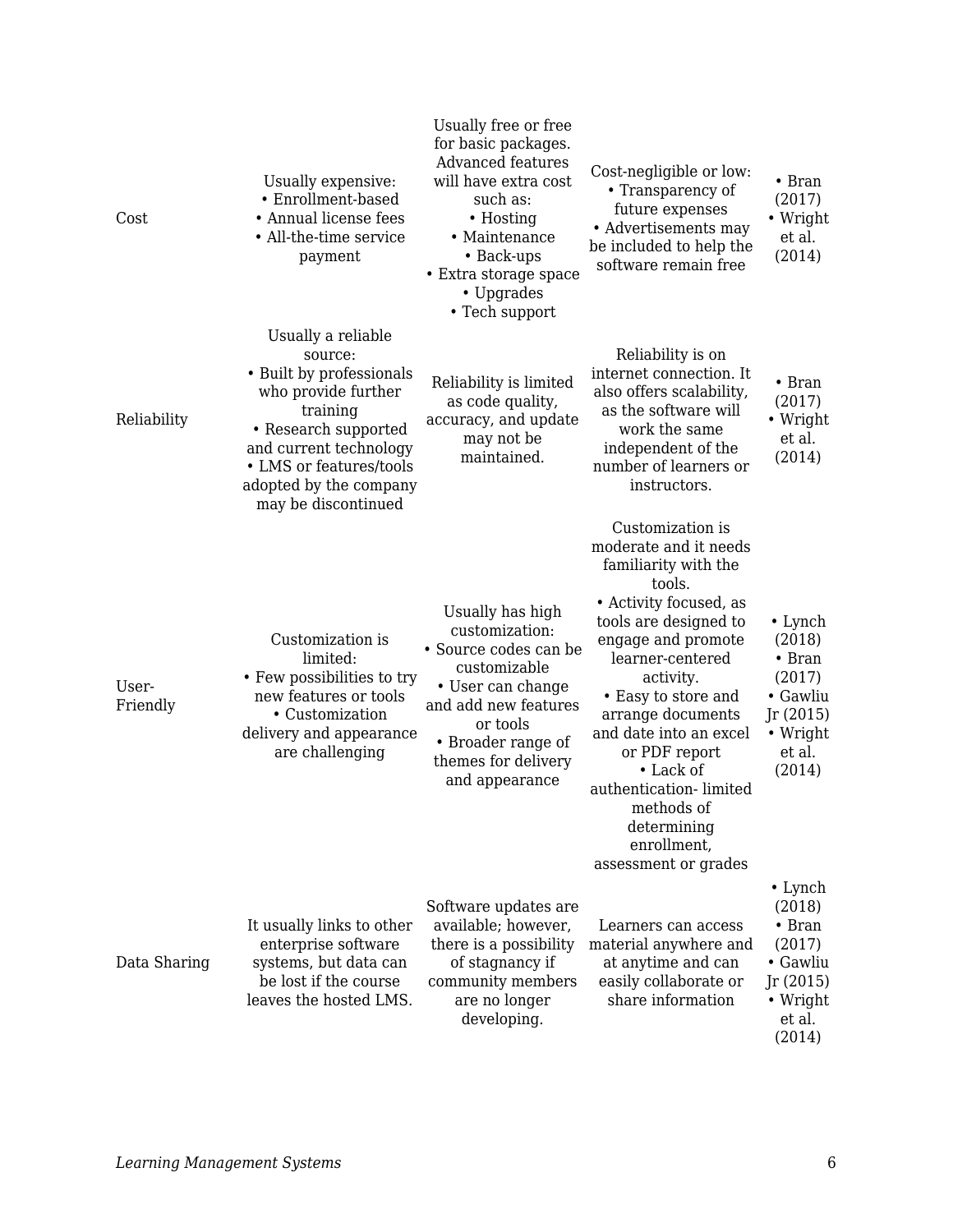| | | | | |
|---|---|---|---|---|
| Cost | Usually expensive: • Enrollment-based • Annual license fees • All-the-time service payment | Usually free or free for basic packages. Advanced features will have extra cost such as: • Hosting • Maintenance • Back-ups • Extra storage space • Upgrades • Tech support | Cost-negligible or low: • Transparency of future expenses • Advertisements may be included to help the software remain free | • Bran (2017) • Wright et al. (2014) |
| Reliability | Usually a reliable source: • Built by professionals who provide further training • Research supported and current technology • LMS or features/tools adopted by the company may be discontinued | Reliability is limited as code quality, accuracy, and update may not be maintained. | Reliability is on internet connection. It also offers scalability, as the software will work the same independent of the number of learners or instructors. | • Bran (2017) • Wright et al. (2014) |
| User-Friendly | Customization is limited: • Few possibilities to try new features or tools • Customization delivery and appearance are challenging | Usually has high customization: • Source codes can be customizable • User can change and add new features or tools • Broader range of themes for delivery and appearance | Customization is moderate and it needs familiarity with the tools. • Activity focused, as tools are designed to engage and promote learner-centered activity. • Easy to store and arrange documents and date into an excel or PDF report • Lack of authentication- limited methods of determining enrollment, assessment or grades | • Lynch (2018) • Bran (2017) • Gawliu Jr (2015) • Wright et al. (2014) |
| Data Sharing | It usually links to other enterprise software systems, but data can be lost if the course leaves the hosted LMS. | Software updates are available; however, there is a possibility of stagnancy if community members are no longer developing. | Learners can access material anywhere and at anytime and can easily collaborate or share information | • Lynch (2018) • Bran (2017) • Gawliu Jr (2015) • Wright et al. (2014) |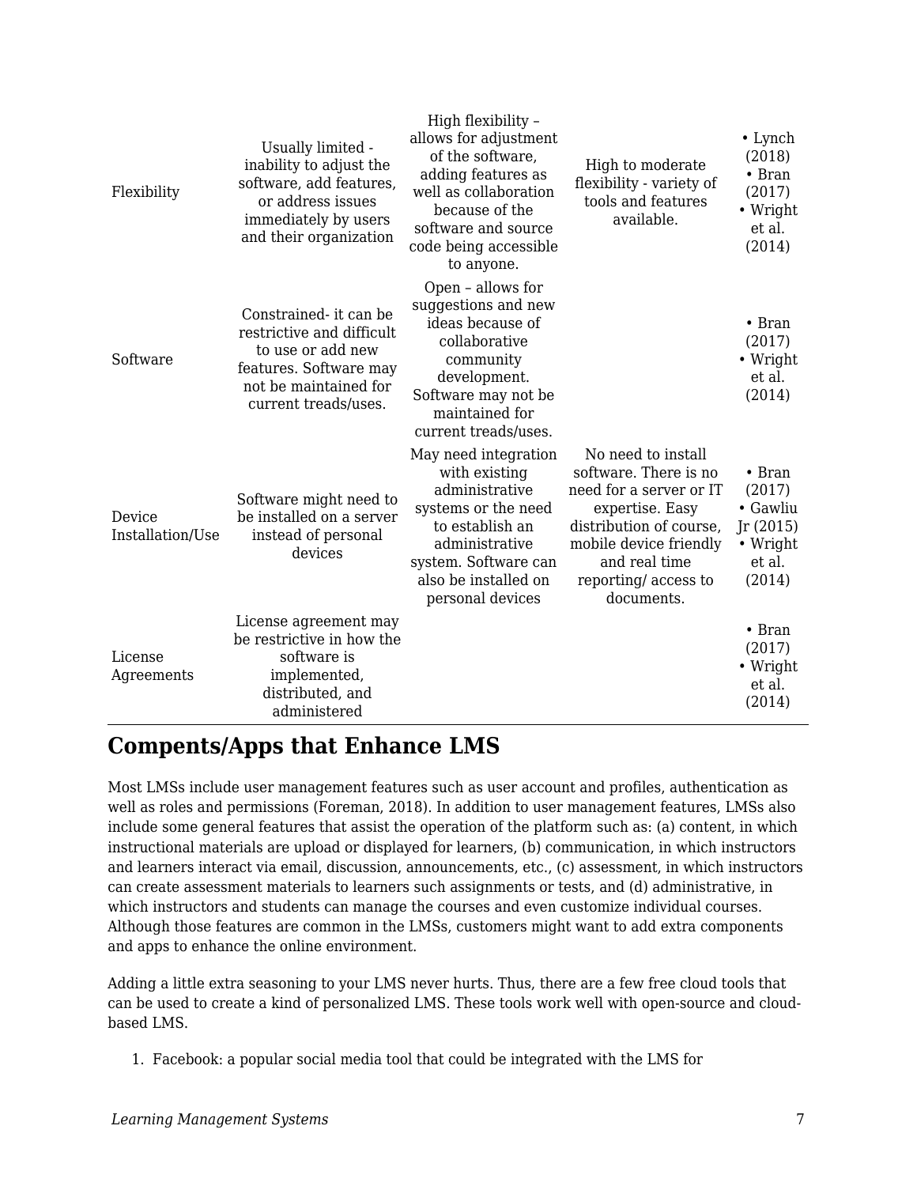| | | | | |
|---|---|---|---|---|
| Flexibility | Usually limited - inability to adjust the software, add features, or address issues immediately by users and their organization | High flexibility – allows for adjustment of the software, adding features as well as collaboration because of the software and source code being accessible to anyone. | High to moderate flexibility - variety of tools and features available. | • Lynch (2018) • Bran (2017) • Wright et al. (2014) |
| Software | Constrained- it can be restrictive and difficult to use or add new features. Software may not be maintained for current treads/uses. | Open – allows for suggestions and new ideas because of collaborative community development. Software may not be maintained for current treads/uses. | | • Bran (2017) • Wright et al. (2014) |
| Device Installation/Use | Software might need to be installed on a server instead of personal devices | May need integration with existing administrative systems or the need to establish an administrative system. Software can also be installed on personal devices | No need to install software. There is no need for a server or IT expertise. Easy distribution of course, mobile device friendly and real time reporting/ access to documents. | • Bran (2017) • Gawliu Jr (2015) • Wright et al. (2014) |
| License Agreements | License agreement may be restrictive in how the software is implemented, distributed, and administered | | | • Bran (2017) • Wright et al. (2014) |

## Compents/Apps that Enhance LMS

Most LMSs include user management features such as user account and profiles, authentication as well as roles and permissions (Foreman, 2018). In addition to user management features, LMSs also include some general features that assist the operation of the platform such as: (a) content, in which instructional materials are upload or displayed for learners, (b) communication, in which instructors and learners interact via email, discussion, announcements, etc., (c) assessment, in which instructors can create assessment materials to learners such assignments or tests, and (d) administrative, in which instructors and students can manage the courses and even customize individual courses. Although those features are common in the LMSs, customers might want to add extra components and apps to enhance the online environment.

Adding a little extra seasoning to your LMS never hurts. Thus, there are a few free cloud tools that can be used to create a kind of personalized LMS. These tools work well with open-source and cloud-based LMS.

1. Facebook: a popular social media tool that could be integrated with the LMS for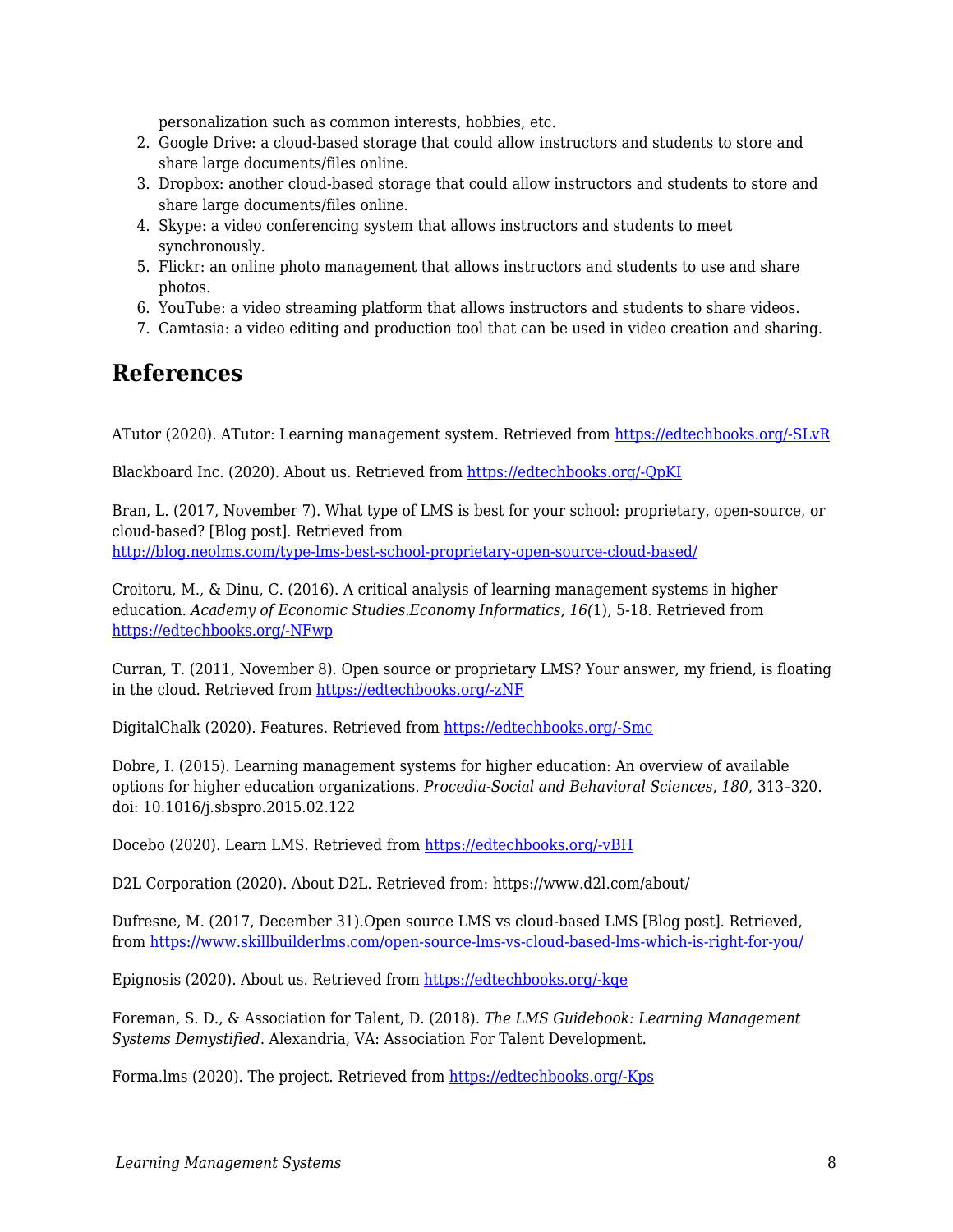personalization such as common interests, hobbies, etc.

2. Google Drive: a cloud-based storage that could allow instructors and students to store and share large documents/files online.
3. Dropbox: another cloud-based storage that could allow instructors and students to store and share large documents/files online.
4. Skype: a video conferencing system that allows instructors and students to meet synchronously.
5. Flickr: an online photo management that allows instructors and students to use and share photos.
6. YouTube: a video streaming platform that allows instructors and students to share videos.
7. Camtasia: a video editing and production tool that can be used in video creation and sharing.

## References

ATutor (2020). ATutor: Learning management system. Retrieved from https://edtechbooks.org/-SLvR

Blackboard Inc. (2020). About us. Retrieved from https://edtechbooks.org/-QpKI

Bran, L. (2017, November 7). What type of LMS is best for your school: proprietary, open-source, or cloud-based? [Blog post]. Retrieved from http://blog.neolms.com/type-lms-best-school-proprietary-open-source-cloud-based/

Croitoru, M., & Dinu, C. (2016). A critical analysis of learning management systems in higher education. *Academy of Economic Studies.Economy Informatics*, *16(*1), 5-18. Retrieved from https://edtechbooks.org/-NFwp

Curran, T. (2011, November 8). Open source or proprietary LMS? Your answer, my friend, is floating in the cloud. Retrieved from https://edtechbooks.org/-zNF

DigitalChalk (2020). Features. Retrieved from https://edtechbooks.org/-Smc

Dobre, I. (2015). Learning management systems for higher education: An overview of available options for higher education organizations. *Procedia-Social and Behavioral Sciences*, *180*, 313–320. doi: 10.1016/j.sbspro.2015.02.122

Docebo (2020). Learn LMS. Retrieved from https://edtechbooks.org/-vBH

D2L Corporation (2020). About D2L. Retrieved from: https://www.d2l.com/about/

Dufresne, M. (2017, December 31).Open source LMS vs cloud-based LMS [Blog post]. Retrieved, from https://www.skillbuilderlms.com/open-source-lms-vs-cloud-based-lms-which-is-right-for-you/

Epignosis (2020). About us. Retrieved from https://edtechbooks.org/-kqe

Foreman, S. D., & Association for Talent, D. (2018). *The LMS Guidebook: Learning Management Systems Demystified*. Alexandria, VA: Association For Talent Development.

Forma.lms (2020). The project. Retrieved from https://edtechbooks.org/-Kps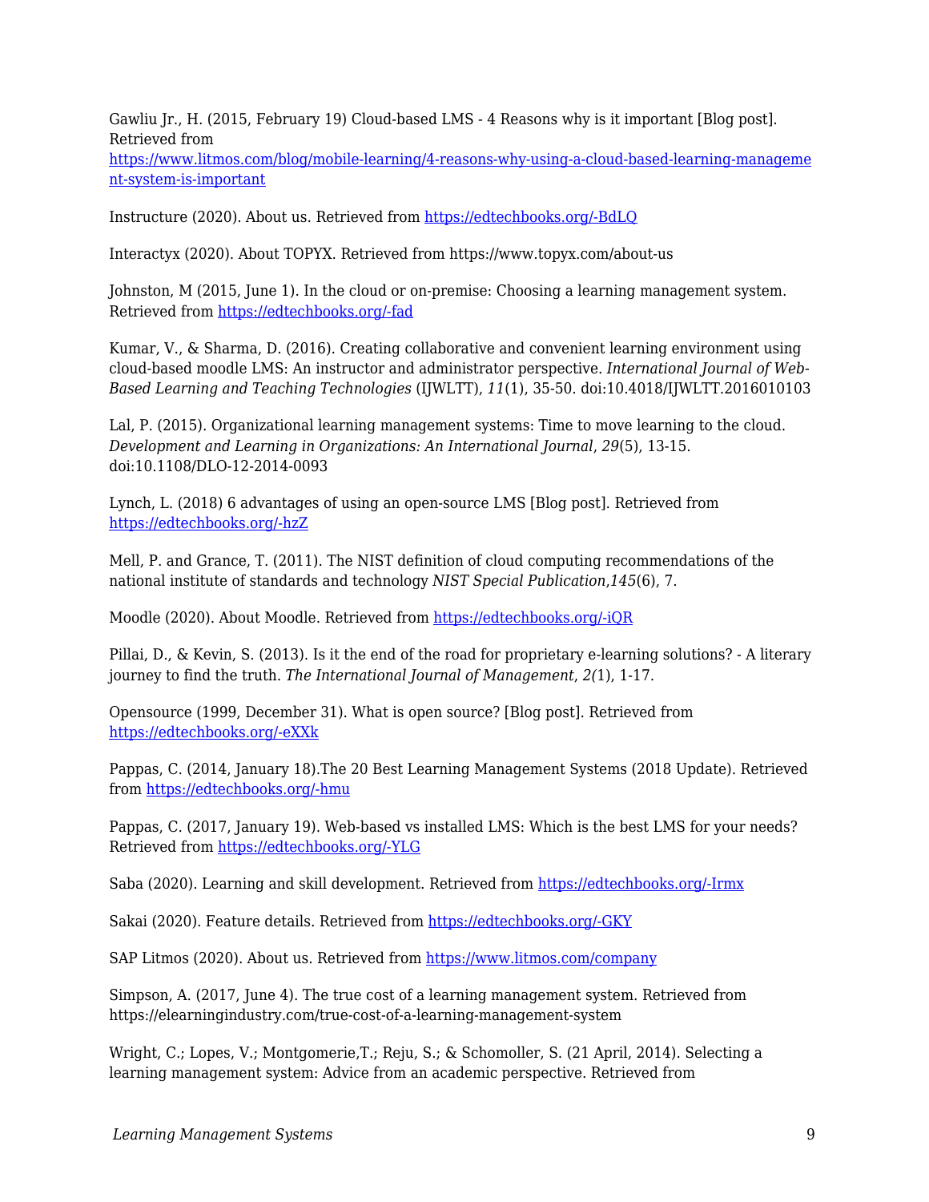Gawliu Jr., H. (2015, February 19) Cloud-based LMS - 4 Reasons why is it important [Blog post]. Retrieved from https://www.litmos.com/blog/mobile-learning/4-reasons-why-using-a-cloud-based-learning-management-system-is-important

Instructure (2020). About us. Retrieved from https://edtechbooks.org/-BdLQ

Interactyx (2020). About TOPYX. Retrieved from https://www.topyx.com/about-us

Johnston, M (2015, June 1). In the cloud or on-premise: Choosing a learning management system. Retrieved from https://edtechbooks.org/-fad

Kumar, V., & Sharma, D. (2016). Creating collaborative and convenient learning environment using cloud-based moodle LMS: An instructor and administrator perspective. *International Journal of Web-Based Learning and Teaching Technologies* (IJWLTT), *11*(1), 35-50. doi:10.4018/IJWLTT.2016010103

Lal, P. (2015). Organizational learning management systems: Time to move learning to the cloud. *Development and Learning in Organizations: An International Journal*, *29*(5), 13-15. doi:10.1108/DLO-12-2014-0093

Lynch, L. (2018) 6 advantages of using an open-source LMS [Blog post]. Retrieved from https://edtechbooks.org/-hzZ

Mell, P. and Grance, T. (2011). The NIST definition of cloud computing recommendations of the national institute of standards and technology *NIST Special Publication*,*145*(6), 7.

Moodle (2020). About Moodle. Retrieved from https://edtechbooks.org/-iQR

Pillai, D., & Kevin, S. (2013). Is it the end of the road for proprietary e-learning solutions? - A literary journey to find the truth. *The International Journal of Management*, *2(*1), 1-17.

Opensource (1999, December 31). What is open source? [Blog post]. Retrieved from https://edtechbooks.org/-eXXk

Pappas, C. (2014, January 18).The 20 Best Learning Management Systems (2018 Update). Retrieved from https://edtechbooks.org/-hmu

Pappas, C. (2017, January 19). Web-based vs installed LMS: Which is the best LMS for your needs? Retrieved from https://edtechbooks.org/-YLG

Saba (2020). Learning and skill development. Retrieved from https://edtechbooks.org/-Irmx

Sakai (2020). Feature details. Retrieved from https://edtechbooks.org/-GKY

SAP Litmos (2020). About us. Retrieved from https://www.litmos.com/company

Simpson, A. (2017, June 4). The true cost of a learning management system. Retrieved from https://elearningindustry.com/true-cost-of-a-learning-management-system

Wright, C.; Lopes, V.; Montgomerie,T.; Reju, S.; & Schomoller, S. (21 April, 2014). Selecting a learning management system: Advice from an academic perspective. Retrieved from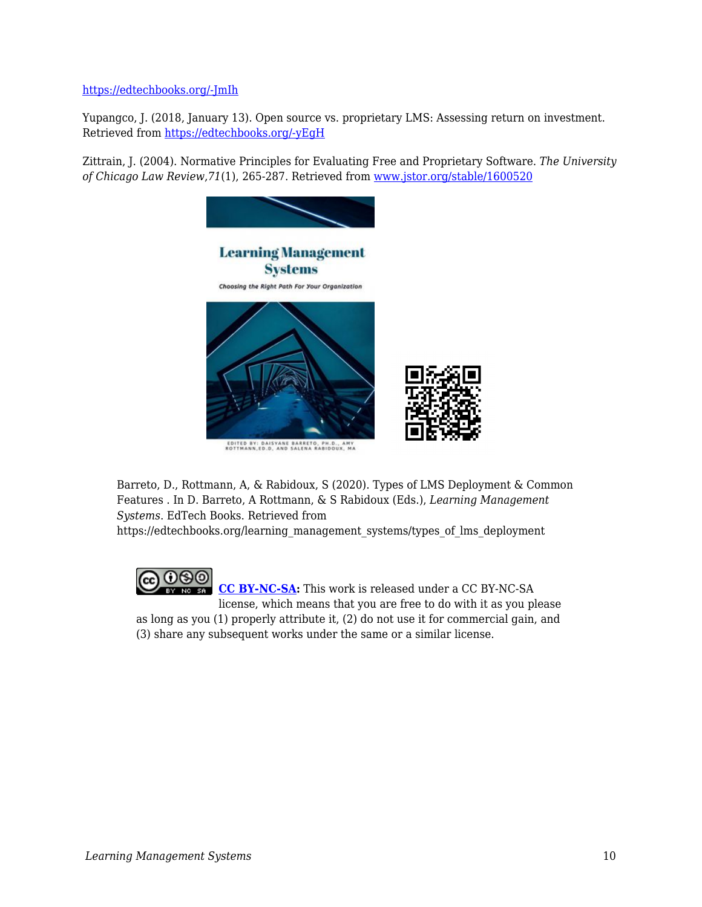https://edtechbooks.org/-JmIh

Yupangco, J. (2018, January 13). Open source vs. proprietary LMS: Assessing return on investment. Retrieved from https://edtechbooks.org/-yEgH

Zittrain, J. (2004). Normative Principles for Evaluating Free and Proprietary Software. *The University of Chicago Law Review*, *71*(1), 265-287. Retrieved from www.jstor.org/stable/1600520

Barreto, D., Rottmann, A, & Rabidoux, S (2020). Types of LMS Deployment & Common Features . In D. Barreto, A Rottmann, & S Rabidoux (Eds.), *Learning Management Systems*. EdTech Books. Retrieved from https://edtechbooks.org/learning_management_systems/types_of_lms_deployment

**CC BY-NC-SA:** This work is released under a CC BY-NC-SA license, which means that you are free to do with it as you please as long as you (1) properly attribute it, (2) do not use it for commercial gain, and (3) share any subsequent works under the same or a similar license.